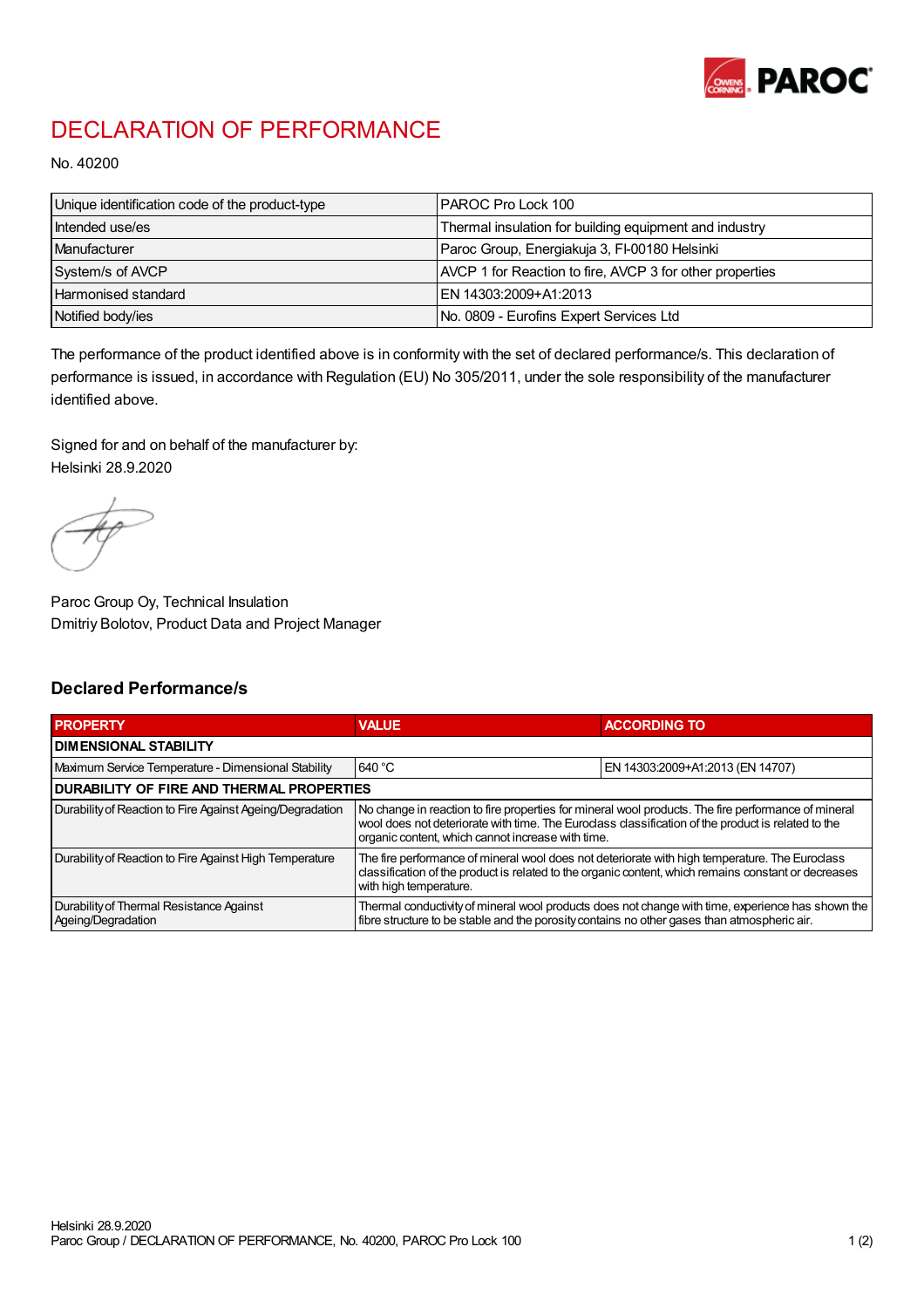# DECLARATION OF PERFORMANCE

No. 40200

| Unique identification code of the product-type | PAROC Pro Lock 100 |
|---|---|
| Intended use/es | Thermal insulation for building equipment and industry |
| Manufacturer | Paroc Group, Energiakuja 3, FI-00180 Helsinki |
| System/s of AVCP | AVCP 1 for Reaction to fire, AVCP 3 for other properties |
| Harmonised standard | EN 14303:2009+A1:2013 |
| Notified body/ies | No. 0809 - Eurofins Expert Services Ltd |

The performance of the product identified above is in conformity with the set of declared performance/s. This declaration of performance is issued, in accordance with Regulation (EU) No 305/2011, under the sole responsibility of the manufacturer identified above.

Signed for and on behalf of the manufacturer by:
Helsinki 28.9.2020

Paroc Group Oy, Technical Insulation
Dmitriy Bolotov, Product Data and Project Manager

## Declared Performance/s

| PROPERTY | VALUE | ACCORDING TO |
|---|---|---|
| **DIMENSIONAL STABILITY** | | |
| Maximum Service Temperature - Dimensional Stability | 640 °C | EN 14303:2009+A1:2013 (EN 14707) |
| **DURABILITY OF FIRE AND THERMAL PROPERTIES** | | |
| Durability of Reaction to Fire Against Ageing/Degradation | No change in reaction to fire properties for mineral wool products. The fire performance of mineral wool does not deteriorate with time. The Euroclass classification of the product is related to the organic content, which cannot increase with time. | |
| Durability of Reaction to Fire Against High Temperature | The fire performance of mineral wool does not deteriorate with high temperature. The Euroclass classification of the product is related to the organic content, which remains constant or decreases with high temperature. | |
| Durability of Thermal Resistance Against Ageing/Degradation | Thermal conductivity of mineral wool products does not change with time, experience has shown the fibre structure to be stable and the porosity contains no other gases than atmospheric air. | |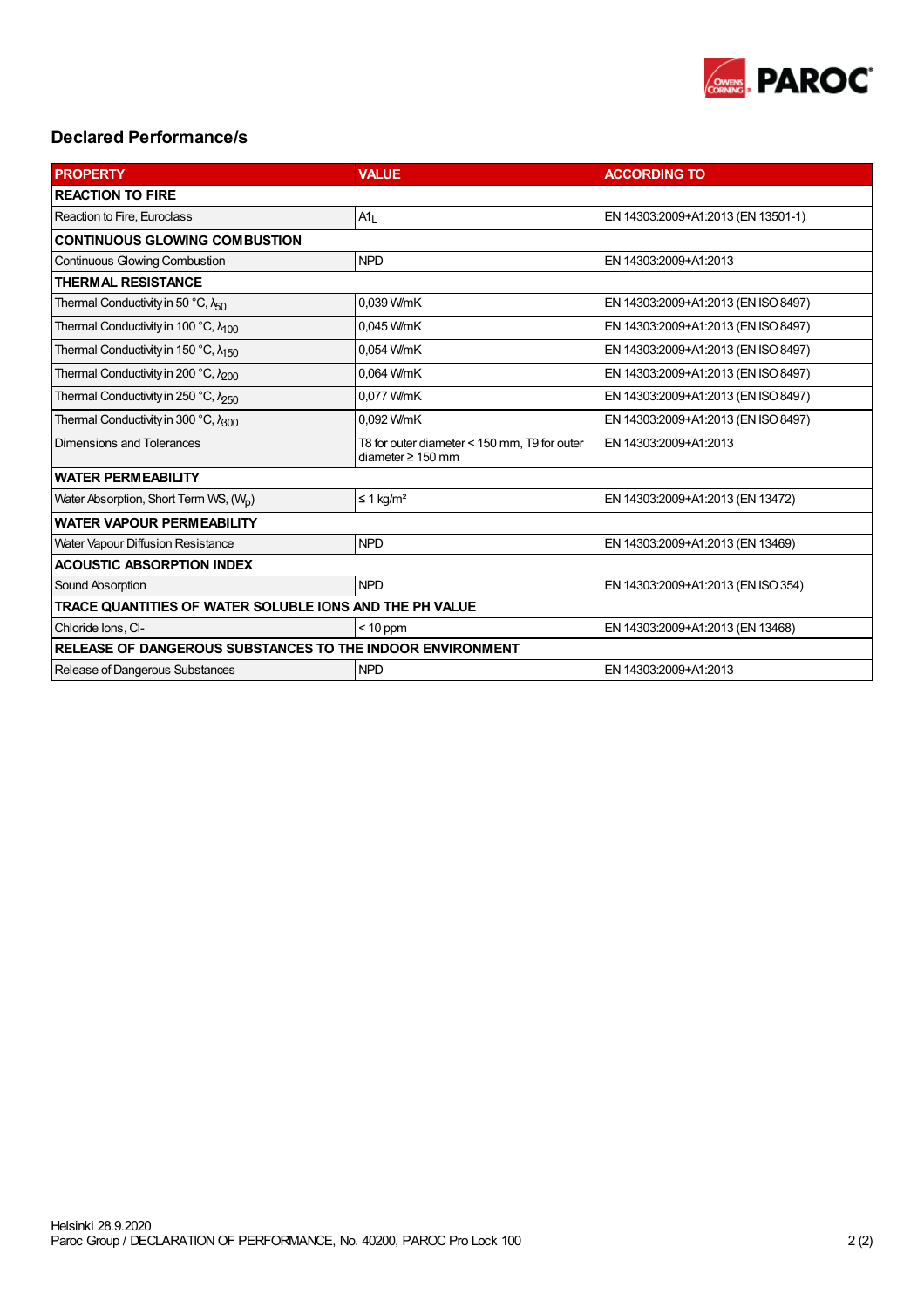## Declared Performance/s

| PROPERTY | VALUE | ACCORDING TO |
|---|---|---|
| **REACTION TO FIRE** | | |
| Reaction to Fire, Euroclass | $A1_L$ | EN 14303:2009+A1:2013 (EN 13501-1) |
| **CONTINUOUS GLOWING COMBUSTION** | | |
| Continuous Glowing Combustion | NPD | EN 14303:2009+A1:2013 |
| **THERMAL RESISTANCE** | | |
| Thermal Conductivity in 50 °C, $\lambda_{50}$ | 0,039 W/mK | EN 14303:2009+A1:2013 (EN ISO 8497) |
| Thermal Conductivity in 100 °C, $\lambda_{100}$ | 0,045 W/mK | EN 14303:2009+A1:2013 (EN ISO 8497) |
| Thermal Conductivity in 150 °C, $\lambda_{150}$ | 0,054 W/mK | EN 14303:2009+A1:2013 (EN ISO 8497) |
| Thermal Conductivity in 200 °C, $\lambda_{200}$ | 0,064 W/mK | EN 14303:2009+A1:2013 (EN ISO 8497) |
| Thermal Conductivity in 250 °C, $\lambda_{250}$ | 0,077 W/mK | EN 14303:2009+A1:2013 (EN ISO 8497) |
| Thermal Conductivity in 300 °C, $\lambda_{300}$ | 0,092 W/mK | EN 14303:2009+A1:2013 (EN ISO 8497) |
| Dimensions and Tolerances | T8 for outer diameter < 150 mm, T9 for outer diameter ≥ 150 mm | EN 14303:2009+A1:2013 |
| **WATER PERMEABILITY** | | |
| Water Absorption, Short Term WS, ($W_p$) | ≤ 1 kg/m² | EN 14303:2009+A1:2013 (EN 13472) |
| **WATER VAPOUR PERMEABILITY** | | |
| Water Vapour Diffusion Resistance | NPD | EN 14303:2009+A1:2013 (EN 13469) |
| **ACOUSTIC ABSORPTION INDEX** | | |
| Sound Absorption | NPD | EN 14303:2009+A1:2013 (EN ISO 354) |
| **TRACE QUANTITIES OF WATER SOLUBLE IONS AND THE PH VALUE** | | |
| Chloride Ions, Cl- | < 10 ppm | EN 14303:2009+A1:2013 (EN 13468) |
| **RELEASE OF DANGEROUS SUBSTANCES TO THE INDOOR ENVIRONMENT** | | |
| Release of Dangerous Substances | NPD | EN 14303:2009+A1:2013 |

Helsinki 28.9.2020
Paroc Group / DECLARATION OF PERFORMANCE, No. 40200, PAROC Pro Lock 100